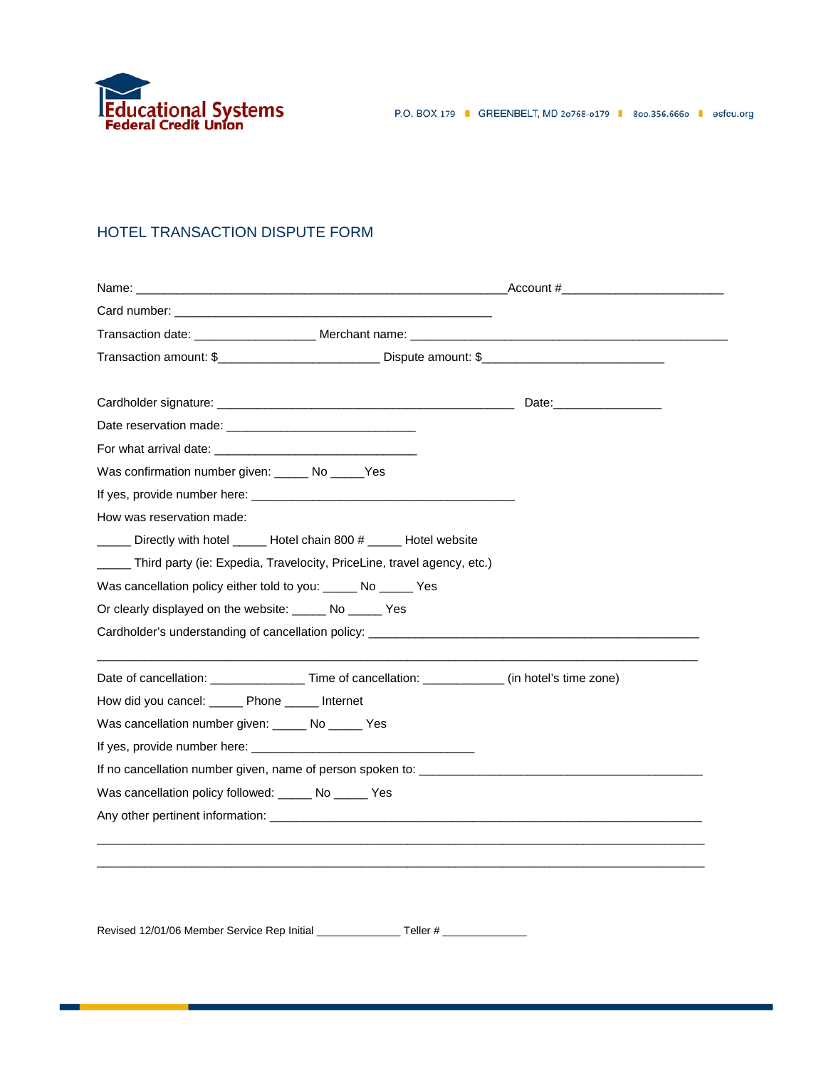Educational Systems
Federal Credit Union

P.O. BOX 179 ▪ GREENBELT, MD 20768-0179 ▪ 800.356.6660 ▪ esfcu.org

# HOTEL TRANSACTION DISPUTE FORM

Name: ______________________________________________________Account #________________________

Card number: ________________________________________________

Transaction date: __________________ Merchant name: ________________________________________________

Transaction amount: $________________________ Dispute amount: $___________________________

Cardholder signature: _____________________________________________ Date:________________

Date reservation made: ____________________________

For what arrival date: ______________________________

Was confirmation number given: _____ No _____Yes

If yes, provide number here: _______________________________________

How was reservation made:

_____ Directly with hotel _____ Hotel chain 800 # _____ Hotel website

_____ Third party (ie: Expedia, Travelocity, PriceLine, travel agency, etc.)

Was cancellation policy either told to you: _____ No _____ Yes

Or clearly displayed on the website: _____ No _____ Yes

Cardholder's understanding of cancellation policy: __________________________________________________

__________________________________________________________________________________________

Date of cancellation: ______________ Time of cancellation: ____________ (in hotel's time zone)

How did you cancel: _____ Phone _____ Internet

Was cancellation number given: _____ No _____ Yes

If yes, provide number here: _________________________________

If no cancellation number given, name of person spoken to: ____________________________________________

Was cancellation policy followed: _____ No _____ Yes

Any other pertinent information: ________________________________________________________________

__________________________________________________________________________________________

__________________________________________________________________________________________

Revised 12/01/06 Member Service Rep Initial ______________ Teller # ______________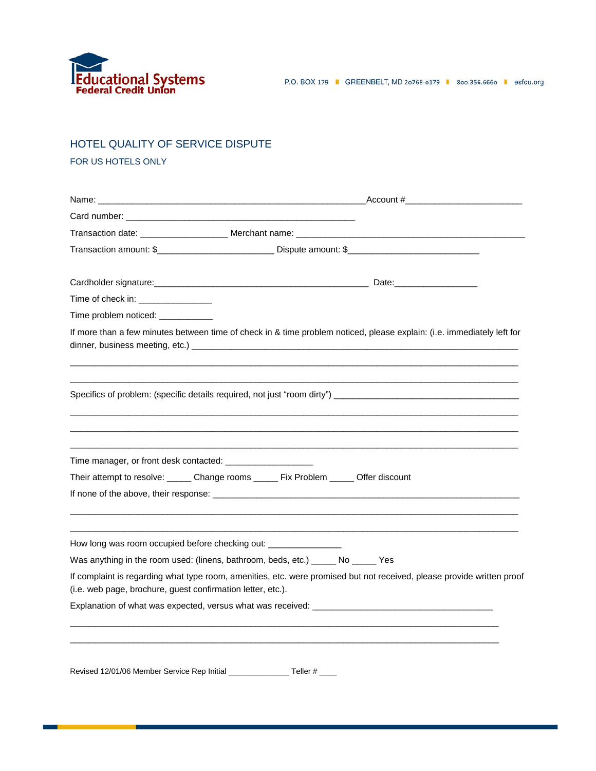Educational Systems Federal Credit Union

P.O. BOX 179 ■ GREENBELT, MD 20768-0179 ■ 800.356.6660 ■ esfcu.org

## HOTEL QUALITY OF SERVICE DISPUTE

### FOR US HOTELS ONLY

Name: ______________________________________________________Account #________________________

Card number: ______________________________________________

Transaction date: _________________ Merchant name: ______________________________________________

Transaction amount: $_______________________ Dispute amount: $__________________________

Cardholder signature:___________________________________________ Date:________________

Time of check in: ______________

Time problem noticed: ___________

If more than a few minutes between time of check in & time problem noticed, please explain: (i.e. immediately left for dinner, business meeting, etc.) ____________________________________________________________________

_____________________________________________________________________________________________

_____________________________________________________________________________________________

Specifics of problem: (specific details required, not just "room dirty") ______________________________________

_____________________________________________________________________________________________

_____________________________________________________________________________________________

_____________________________________________________________________________________________

Time manager, or front desk contacted: _________________

Their attempt to resolve: _____ Change rooms _____ Fix Problem _____ Offer discount

If none of the above, their response: ______________________________________________________________

_____________________________________________________________________________________________

_____________________________________________________________________________________________

How long was room occupied before checking out: ______________

Was anything in the room used: (linens, bathroom, beds, etc.) _____ No _____ Yes

If complaint is regarding what type room, amenities, etc. were promised but not received, please provide written proof (i.e. web page, brochure, guest confirmation letter, etc.).

Explanation of what was expected, versus what was received: ____________________________________

_____________________________________________________________________________________________

_____________________________________________________________________________________________

Revised 12/01/06 Member Service Rep Initial _____________ Teller # ____